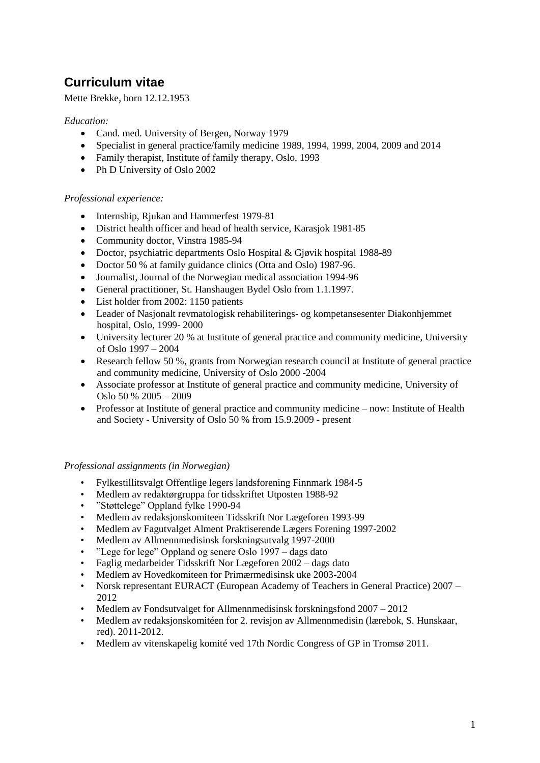# Curriculum vitae

Mette Brekke, born 12.12.1953

*Education:*

- Cand. med. University of Bergen, Norway 1979
- Specialist in general practice/family medicine 1989, 1994, 1999, 2004, 2009 and 2014
- Family therapist, Institute of family therapy, Oslo, 1993
- Ph D University of Oslo 2002

*Professional experience:*

- Internship, Rjukan and Hammerfest 1979-81
- District health officer and head of health service, Karasjok 1981-85
- Community doctor, Vinstra 1985-94
- Doctor, psychiatric departments Oslo Hospital & Gjøvik hospital 1988-89
- Doctor 50 % at family guidance clinics (Otta and Oslo) 1987-96.
- Journalist, Journal of the Norwegian medical association 1994-96
- General practitioner, St. Hanshaugen Bydel Oslo from 1.1.1997.
- List holder from 2002: 1150 patients
- Leader of Nasjonalt revmatologisk rehabiliterings- og kompetansesenter Diakonhjemmet hospital, Oslo, 1999- 2000
- University lecturer 20 % at Institute of general practice and community medicine, University of Oslo 1997 – 2004
- Research fellow 50 %, grants from Norwegian research council at Institute of general practice and community medicine, University of Oslo 2000 -2004
- Associate professor at Institute of general practice and community medicine, University of Oslo 50 % 2005 – 2009
- Professor at Institute of general practice and community medicine – now: Institute of Health and Society - University of Oslo 50 % from 15.9.2009 - present

*Professional assignments (in Norwegian)*

- Fylkestillitsvalgt Offentlige legers landsforening Finnmark 1984-5
- Medlem av redaktørgruppa for tidsskriftet Utposten 1988-92
- "Støttelege" Oppland fylke 1990-94
- Medlem av redaksjonskomiteen Tidsskrift Nor Lægeforen 1993-99
- Medlem av Fagutvalget Alment Praktiserende Lægers Forening 1997-2002
- Medlem av Allmennmedisinsk forskningsutvalg 1997-2000
- "Lege for lege" Oppland og senere Oslo 1997 – dags dato
- Faglig medarbeider Tidsskrift Nor Lægeforen 2002 – dags dato
- Medlem av Hovedkomiteen for Primærmedisinsk uke 2003-2004
- Norsk representant EURACT (European Academy of Teachers in General Practice) 2007 – 2012
- Medlem av Fondsutvalget for Allmennmedisinsk forskningsfond 2007 – 2012
- Medlem av redaksjonskomitéen for 2. revisjon av Allmennmedisin (lærebok, S. Hunskaar, red). 2011-2012.
- Medlem av vitenskapelig komité ved 17th Nordic Congress of GP in Tromsø 2011.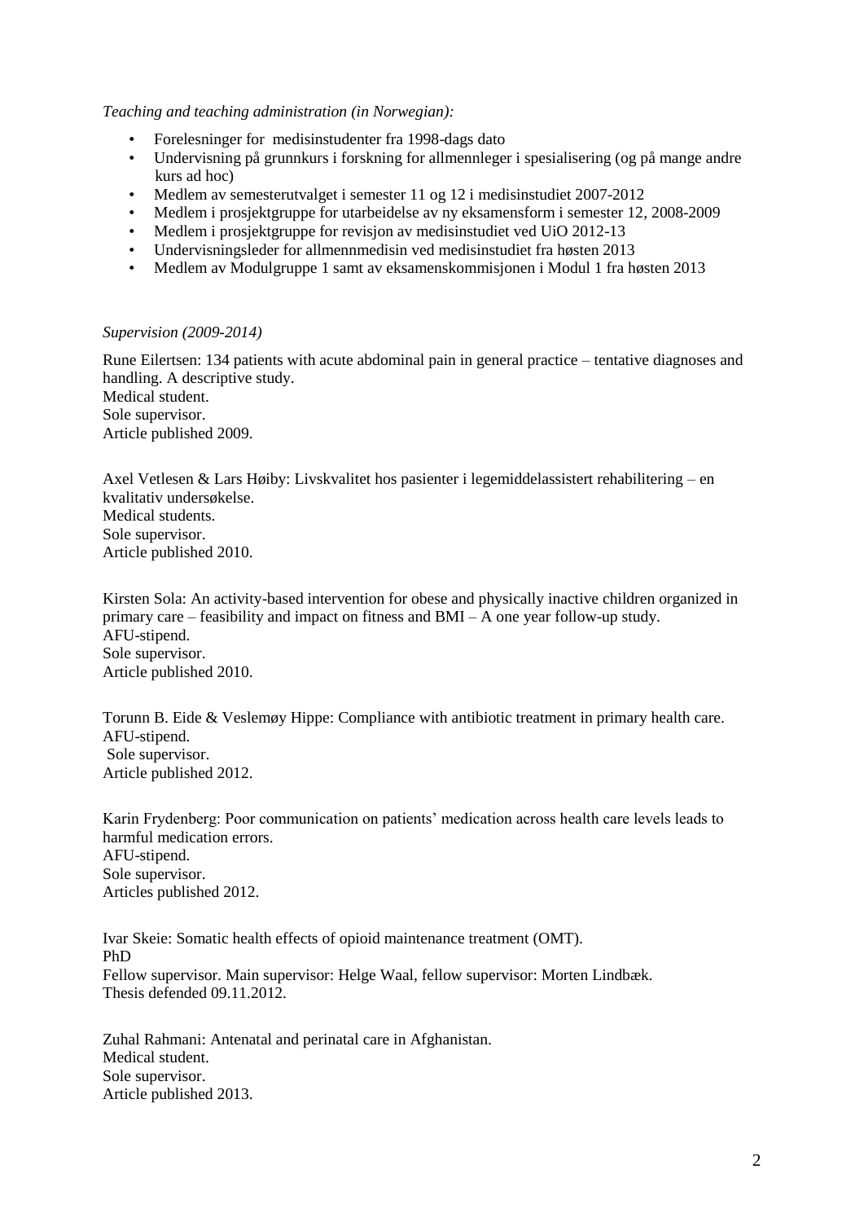*Teaching and teaching administration (in Norwegian):*

- Forelesninger for medisinstudenter fra 1998-dags dato
- Undervisning på grunnkurs i forskning for allmennleger i spesialisering (og på mange andre kurs ad hoc)
- Medlem av semesterutvalget i semester 11 og 12 i medisinstudiet 2007-2012
- Medlem i prosjektgruppe for utarbeidelse av ny eksamensform i semester 12, 2008-2009
- Medlem i prosjektgruppe for revisjon av medisinstudiet ved UiO 2012-13
- Undervisningsleder for allmennmedisin ved medisinstudiet fra høsten 2013
- Medlem av Modulgruppe 1 samt av eksamenskommisjonen i Modul 1 fra høsten 2013

*Supervision (2009-2014)*

Rune Eilertsen: 134 patients with acute abdominal pain in general practice – tentative diagnoses and handling. A descriptive study.
Medical student.
Sole supervisor.
Article published 2009.

Axel Vetlesen & Lars Høiby: Livskvalitet hos pasienter i legemiddelassistert rehabilitering – en kvalitativ undersøkelse.
Medical students.
Sole supervisor.
Article published 2010.

Kirsten Sola: An activity-based intervention for obese and physically inactive children organized in primary care – feasibility and impact on fitness and BMI – A one year follow-up study.
AFU-stipend.
Sole supervisor.
Article published 2010.

Torunn B. Eide & Veslemøy Hippe: Compliance with antibiotic treatment in primary health care.
AFU-stipend.
Sole supervisor.
Article published 2012.

Karin Frydenberg: Poor communication on patients' medication across health care levels leads to harmful medication errors.
AFU-stipend.
Sole supervisor.
Articles published 2012.

Ivar Skeie: Somatic health effects of opioid maintenance treatment (OMT).
PhD
Fellow supervisor. Main supervisor: Helge Waal, fellow supervisor: Morten Lindbæk.
Thesis defended 09.11.2012.

Zuhal Rahmani: Antenatal and perinatal care in Afghanistan.
Medical student.
Sole supervisor.
Article published 2013.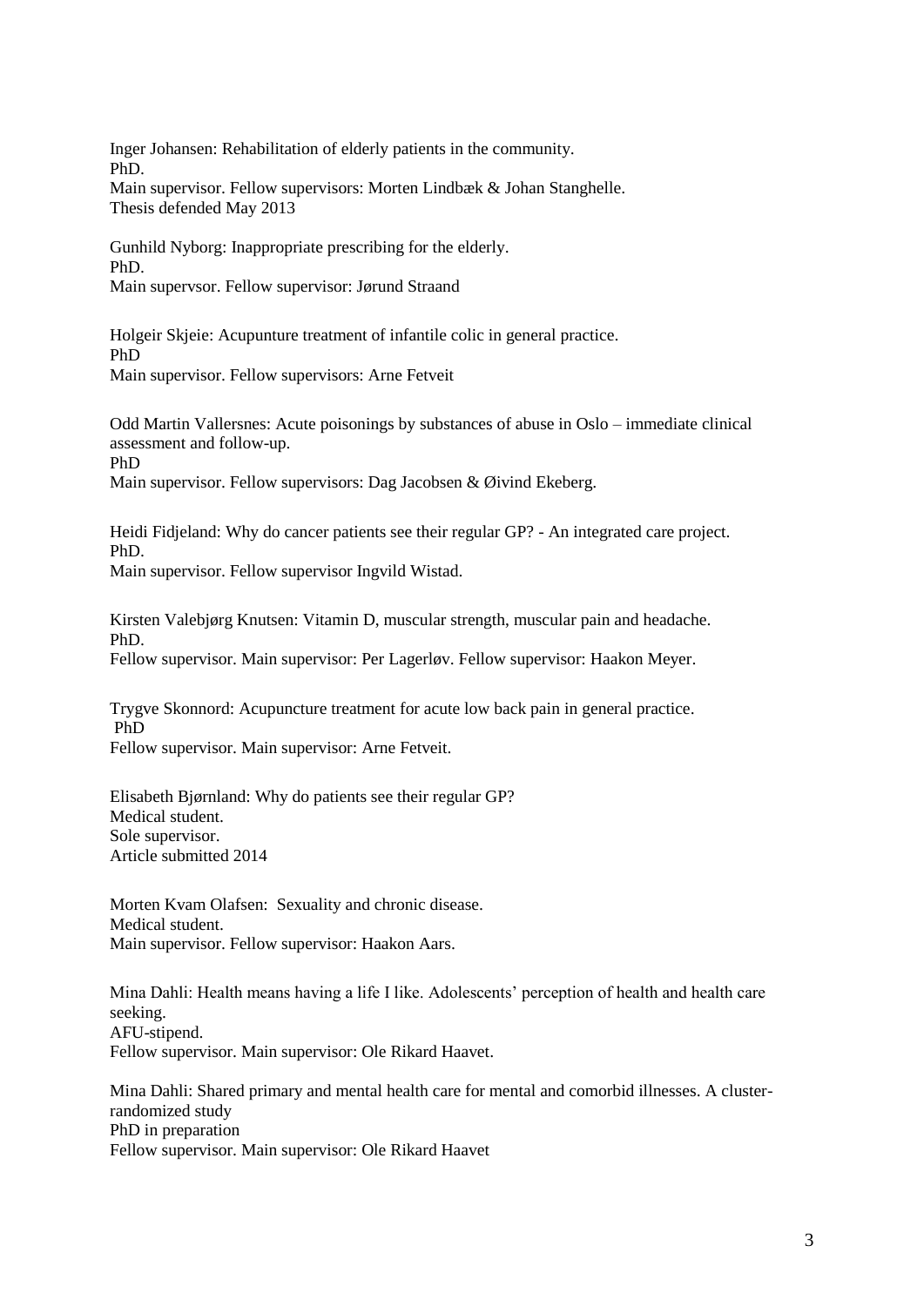Inger Johansen: Rehabilitation of elderly patients in the community.
PhD.
Main supervisor. Fellow supervisors: Morten Lindbæk & Johan Stanghelle.
Thesis defended May 2013

Gunhild Nyborg: Inappropriate prescribing for the elderly.
PhD.
Main supervsor. Fellow supervisor: Jørund Straand

Holgeir Skjeie: Acupunture treatment of infantile colic in general practice.
PhD
Main supervisor. Fellow supervisors: Arne Fetveit

Odd Martin Vallersnes: Acute poisonings by substances of abuse in Oslo – immediate clinical assessment and follow-up.
PhD
Main supervisor. Fellow supervisors: Dag Jacobsen & Øivind Ekeberg.

Heidi Fidjeland: Why do cancer patients see their regular GP? - An integrated care project.
PhD.
Main supervisor. Fellow supervisor Ingvild Wistad.

Kirsten Valebjørg Knutsen: Vitamin D, muscular strength, muscular pain and headache.
PhD.
Fellow supervisor. Main supervisor: Per Lagerløv. Fellow supervisor: Haakon Meyer.

Trygve Skonnord: Acupuncture treatment for acute low back pain in general practice.
PhD
Fellow supervisor. Main supervisor: Arne Fetveit.

Elisabeth Bjørnland: Why do patients see their regular GP?
Medical student.
Sole supervisor.
Article submitted 2014

Morten Kvam Olafsen: Sexuality and chronic disease.
Medical student.
Main supervisor. Fellow supervisor: Haakon Aars.

Mina Dahli: Health means having a life I like. Adolescents' perception of health and health care seeking.
AFU-stipend.
Fellow supervisor. Main supervisor: Ole Rikard Haavet.

Mina Dahli: Shared primary and mental health care for mental and comorbid illnesses. A cluster-randomized study
PhD in preparation
Fellow supervisor. Main supervisor: Ole Rikard Haavet